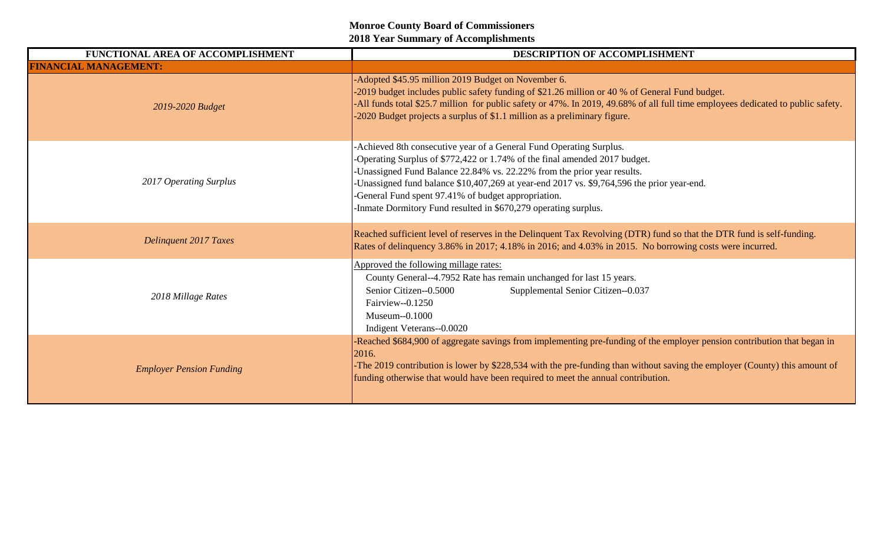**Monroe County Board of Commissioners**
**2018 Year Summary of Accomplishments**

| FUNCTIONAL AREA OF ACCOMPLISHMENT | DESCRIPTION OF ACCOMPLISHMENT |
| --- | --- |
| **FINANCIAL MANAGEMENT:** | |
| *2019-2020 Budget* | -Adopted $45.95 million 2019 Budget on November 6.<br>-2019 budget includes public safety funding of $21.26 million or 40 % of General Fund budget.<br>-All funds total $25.7 million for public safety or 47%. In 2019, 49.68% of all full time employees dedicated to public safety.<br>-2020 Budget projects a surplus of $1.1 million as a preliminary figure. |
| *2017 Operating Surplus* | -Achieved 8th consecutive year of a General Fund Operating Surplus.<br>-Operating Surplus of $772,422 or 1.74% of the final amended 2017 budget.<br>-Unassigned Fund Balance 22.84% vs. 22.22% from the prior year results.<br>-Unassigned fund balance $10,407,269 at year-end 2017 vs. $9,764,596 the prior year-end.<br>-General Fund spent 97.41% of budget appropriation.<br>-Inmate Dormitory Fund resulted in $670,279 operating surplus. |
| *Delinquent 2017 Taxes* | Reached sufficient level of reserves in the Delinquent Tax Revolving (DTR) fund so that the DTR fund is self-funding.<br>Rates of delinquency 3.86% in 2017; 4.18% in 2016; and 4.03% in 2015. No borrowing costs were incurred. |
| *2018 Millage Rates* | Approved the following millage rates:<br>County General--4.7952 Rate has remain unchanged for last 15 years.<br>Senior Citizen--0.5000 Supplemental Senior Citizen--0.037<br>Fairview--0.1250<br>Museum--0.1000<br>Indigent Veterans--0.0020 |
| *Employer Pension Funding* | -Reached $684,900 of aggregate savings from implementing pre-funding of the employer pension contribution that began in 2016.<br>-The 2019 contribution is lower by $228,534 with the pre-funding than without saving the employer (County) this amount of funding otherwise that would have been required to meet the annual contribution. |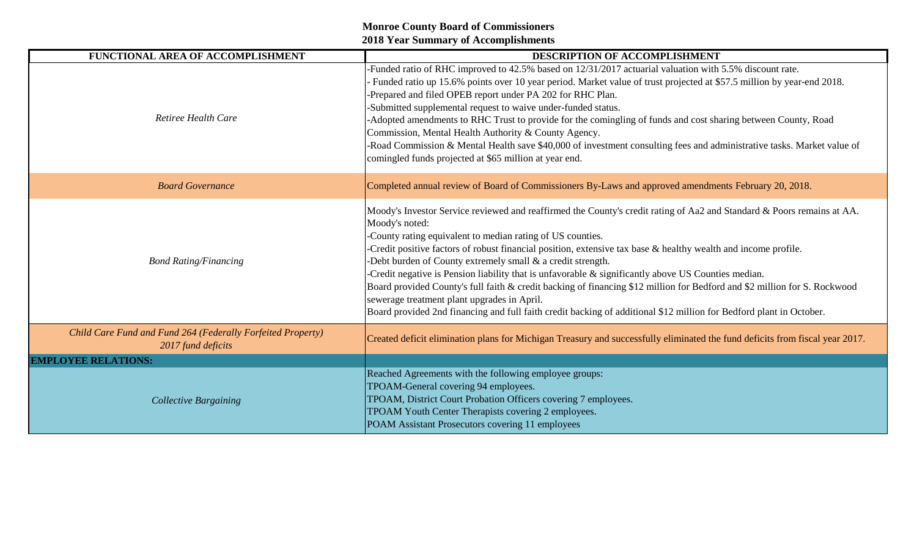**Monroe County Board of Commissioners**
**2018 Year Summary of Accomplishments**

| FUNCTIONAL AREA OF ACCOMPLISHMENT | DESCRIPTION OF ACCOMPLISHMENT |
|---|---|
| *Retiree Health Care* | -Funded ratio of RHC improved to 42.5% based on 12/31/2017 actuarial valuation with 5.5% discount rate.<br>- Funded ratio up 15.6% points over 10 year period. Market value of trust projected at $57.5 million by year-end 2018.<br>-Prepared and filed OPEB report under PA 202 for RHC Plan.<br>-Submitted supplemental request to waive under-funded status.<br>-Adopted amendments to RHC Trust to provide for the comingling of funds and cost sharing between County, Road Commission, Mental Health Authority & County Agency.<br>-Road Commission & Mental Health save $40,000 of investment consulting fees and administrative tasks. Market value of comingled funds projected at $65 million at year end. |
| *Board Governance* | Completed annual review of Board of Commissioners By-Laws and approved amendments February 20, 2018. |
| *Bond Rating/Financing* | Moody's Investor Service reviewed and reaffirmed the County's credit rating of Aa2 and Standard & Poors remains at AA.<br>Moody's noted:<br>-County rating equivalent to median rating of US counties.<br>-Credit positive factors of robust financial position, extensive tax base & healthy wealth and income profile.<br>-Debt burden of County extremely small & a credit strength.<br>-Credit negative is Pension liability that is unfavorable & significantly above US Counties median.<br>Board provided County's full faith & credit backing of financing $12 million for Bedford and $2 million for S. Rockwood sewerage treatment plant upgrades in April.<br>Board provided 2nd financing and full faith credit backing of additional $12 million for Bedford plant in October. |
| *Child Care Fund and Fund 264 (Federally Forfeited Property) 2017 fund deficits* | Created deficit elimination plans for Michigan Treasury and successfully eliminated the fund deficits from fiscal year 2017. |
| **EMPLOYEE RELATIONS:** | |
| *Collective Bargaining* | Reached Agreements with the following employee groups:<br>TPOAM-General covering 94 employees.<br>TPOAM, District Court Probation Officers covering 7 employees.<br>TPOAM Youth Center Therapists covering 2 employees.<br>POAM Assistant Prosecutors covering 11 employees |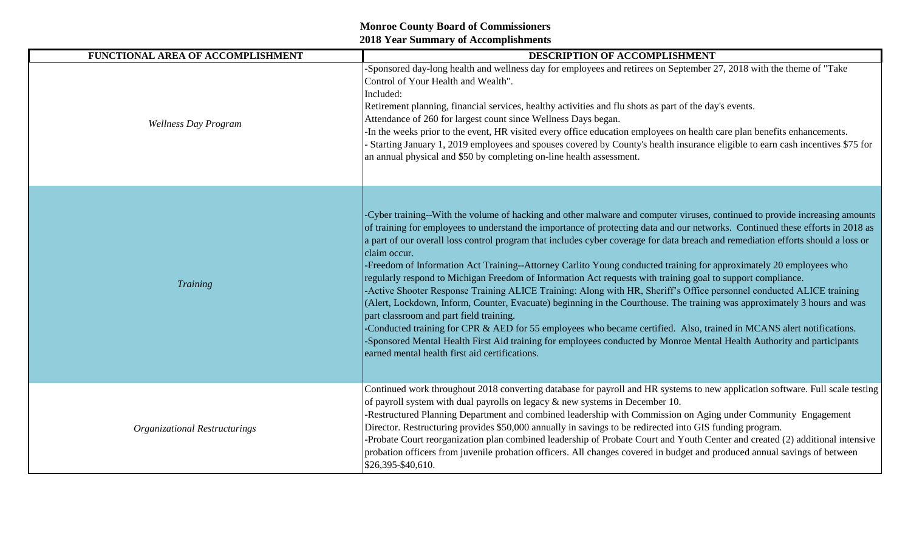**Monroe County Board of Commissioners**
**2018 Year Summary of Accomplishments**

| FUNCTIONAL AREA OF ACCOMPLISHMENT | DESCRIPTION OF ACCOMPLISHMENT |
|---|---|
| *Wellness Day Program* | -Sponsored day-long health and wellness day for employees and retirees on September 27, 2018 with the theme of "Take Control of Your Health and Wealth".<br>Included:<br>Retirement planning, financial services, healthy activities and flu shots as part of the day's events.<br>Attendance of 260 for largest count since Wellness Days began.<br>-In the weeks prior to the event, HR visited every office education employees on health care plan benefits enhancements.<br>- Starting January 1, 2019 employees and spouses covered by County's health insurance eligible to earn cash incentives $75 for an annual physical and $50 by completing on-line health assessment. |
| *Training* | -Cyber training--With the volume of hacking and other malware and computer viruses, continued to provide increasing amounts of training for employees to understand the importance of protecting data and our networks. Continued these efforts in 2018 as a part of our overall loss control program that includes cyber coverage for data breach and remediation efforts should a loss or claim occur.<br>-Freedom of Information Act Training--Attorney Carlito Young conducted training for approximately 20 employees who regularly respond to Michigan Freedom of Information Act requests with training goal to support compliance.<br>-Active Shooter Response Training ALICE Training: Along with HR, Sheriff's Office personnel conducted ALICE training (Alert, Lockdown, Inform, Counter, Evacuate) beginning in the Courthouse. The training was approximately 3 hours and was part classroom and part field training.<br>-Conducted training for CPR & AED for 55 employees who became certified. Also, trained in MCANS alert notifications.<br>-Sponsored Mental Health First Aid training for employees conducted by Monroe Mental Health Authority and participants earned mental health first aid certifications. |
| *Organizational Restructurings* | Continued work throughout 2018 converting database for payroll and HR systems to new application software. Full scale testing of payroll system with dual payrolls on legacy & new systems in December 10.<br>-Restructured Planning Department and combined leadership with Commission on Aging under Community Engagement Director. Restructuring provides $50,000 annually in savings to be redirected into GIS funding program.<br>-Probate Court reorganization plan combined leadership of Probate Court and Youth Center and created (2) additional intensive probation officers from juvenile probation officers. All changes covered in budget and produced annual savings of between $26,395-$40,610. |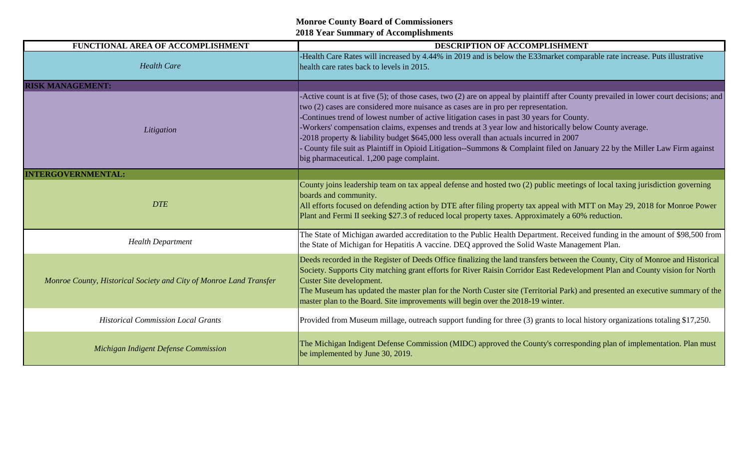**Monroe County Board of Commissioners**
**2018 Year Summary of Accomplishments**

| FUNCTIONAL AREA OF ACCOMPLISHMENT | DESCRIPTION OF ACCOMPLISHMENT |
|---|---|
| *Health Care* | -Health Care Rates will increased by 4.44% in 2019 and is below the E33market comparable rate increase. Puts illustrative health care rates back to levels in 2015. |
| **RISK MANAGEMENT:** | |
| *Litigation* | -Active count is at five (5); of those cases, two (2) are on appeal by plaintiff after County prevailed in lower court decisions; and two (2) cases are considered more nuisance as cases are in pro per representation.<br>-Continues trend of lowest number of active litigation cases in past 30 years for County.<br>-Workers' compensation claims, expenses and trends at 3 year low and historically below County average.<br>-2018 property & liability budget $645,000 less overall than actuals incurred in 2007<br>- County file suit as Plaintiff in Opioid Litigation--Summons & Complaint filed on January 22 by the Miller Law Firm against big pharmaceutical. 1,200 page complaint. |
| **INTERGOVERNMENTAL:** | |
| *DTE* | County joins leadership team on tax appeal defense and hosted two (2) public meetings of local taxing jurisdiction governing boards and community.<br>All efforts focused on defending action by DTE after filing property tax appeal with MTT on May 29, 2018 for Monroe Power Plant and Fermi II seeking $27.3 of reduced local property taxes. Approximately a 60% reduction. |
| *Health Department* | The State of Michigan awarded accreditation to the Public Health Department. Received funding in the amount of $98,500 from the State of Michigan for Hepatitis A vaccine. DEQ approved the Solid Waste Management Plan. |
| *Monroe County, Historical Society and City of Monroe Land Transfer* | Deeds recorded in the Register of Deeds Office finalizing the land transfers between the County, City of Monroe and Historical Society. Supports City matching grant efforts for River Raisin Corridor East Redevelopment Plan and County vision for North Custer Site development.<br>The Museum has updated the master plan for the North Custer site (Territorial Park) and presented an executive summary of the master plan to the Board. Site improvements will begin over the 2018-19 winter. |
| *Historical Commission Local Grants* | Provided from Museum millage, outreach support funding for three (3) grants to local history organizations totaling $17,250. |
| *Michigan Indigent Defense Commission* | The Michigan Indigent Defense Commission (MIDC) approved the County's corresponding plan of implementation. Plan must be implemented by June 30, 2019. |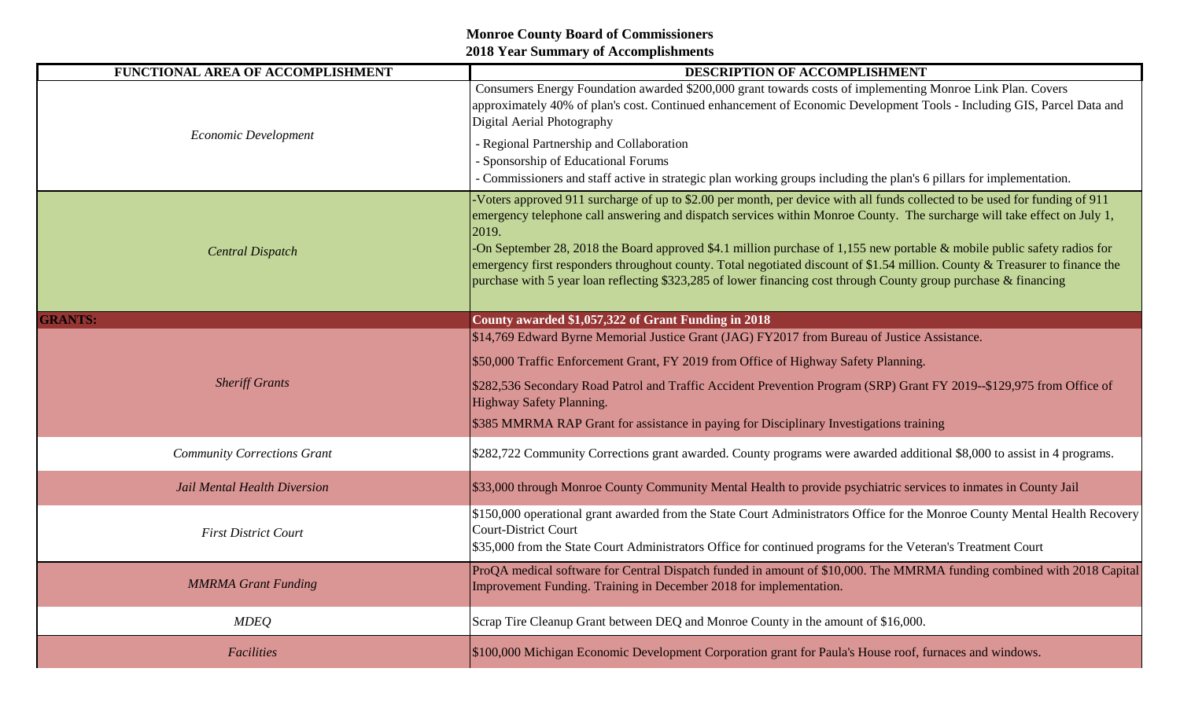**Monroe County Board of Commissioners**
**2018 Year Summary of Accomplishments**

| FUNCTIONAL AREA OF ACCOMPLISHMENT | DESCRIPTION OF ACCOMPLISHMENT |
|---|---|
| *Economic Development* | Consumers Energy Foundation awarded $200,000 grant towards costs of implementing Monroe Link Plan. Covers approximately 40% of plan's cost. Continued enhancement of Economic Development Tools - Including GIS, Parcel Data and Digital Aerial Photography<br>- Regional Partnership and Collaboration<br>- Sponsorship of Educational Forums<br>- Commissioners and staff active in strategic plan working groups including the plan's 6 pillars for implementation. |
| *Central Dispatch* | -Voters approved 911 surcharge of up to $2.00 per month, per device with all funds collected to be used for funding of 911 emergency telephone call answering and dispatch services within Monroe County. The surcharge will take effect on July 1, 2019.<br>-On September 28, 2018 the Board approved $4.1 million purchase of 1,155 new portable & mobile public safety radios for emergency first responders throughout county. Total negotiated discount of $1.54 million. County & Treasurer to finance the purchase with 5 year loan reflecting $323,285 of lower financing cost through County group purchase & financing |
| **GRANTS:** | **County awarded $1,057,322 of Grant Funding in 2018** |
| *Sheriff Grants* | $14,769 Edward Byrne Memorial Justice Grant (JAG) FY2017 from Bureau of Justice Assistance.<br>$50,000 Traffic Enforcement Grant, FY 2019 from Office of Highway Safety Planning.<br>$282,536 Secondary Road Patrol and Traffic Accident Prevention Program (SRP) Grant FY 2019--$129,975 from Office of Highway Safety Planning.<br>$385 MMRMA RAP Grant for assistance in paying for Disciplinary Investigations training |
| *Community Corrections Grant* | $282,722 Community Corrections grant awarded. County programs were awarded additional $8,000 to assist in 4 programs. |
| *Jail Mental Health Diversion* | $33,000 through Monroe County Community Mental Health to provide psychiatric services to inmates in County Jail |
| *First District Court* | $150,000 operational grant awarded from the State Court Administrators Office for the Monroe County Mental Health Recovery Court-District Court<br>$35,000 from the State Court Administrators Office for continued programs for the Veteran's Treatment Court |
| *MMRMA Grant Funding* | ProQA medical software for Central Dispatch funded in amount of $10,000. The MMRMA funding combined with 2018 Capital Improvement Funding. Training in December 2018 for implementation. |
| *MDEQ* | Scrap Tire Cleanup Grant between DEQ and Monroe County in the amount of $16,000. |
| *Facilities* | $100,000 Michigan Economic Development Corporation grant for Paula's House roof, furnaces and windows. |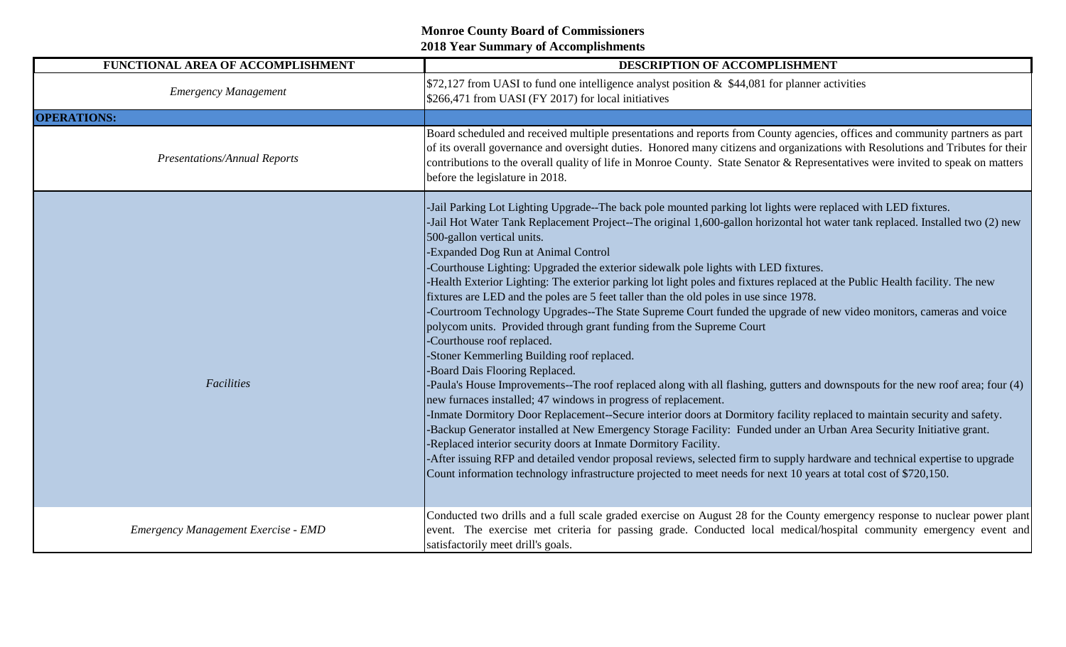**Monroe County Board of Commissioners**
**2018 Year Summary of Accomplishments**

| FUNCTIONAL AREA OF ACCOMPLISHMENT | DESCRIPTION OF ACCOMPLISHMENT |
| --- | --- |
| *Emergency Management* | $72,127 from UASI to fund one intelligence analyst position & $44,081 for planner activities<br>$266,471 from UASI (FY 2017) for local initiatives |
| **OPERATIONS:** | |
| *Presentations/Annual Reports* | Board scheduled and received multiple presentations and reports from County agencies, offices and community partners as part of its overall governance and oversight duties. Honored many citizens and organizations with Resolutions and Tributes for their contributions to the overall quality of life in Monroe County. State Senator & Representatives were invited to speak on matters before the legislature in 2018. |
| *Facilities* | -Jail Parking Lot Lighting Upgrade--The back pole mounted parking lot lights were replaced with LED fixtures.<br>-Jail Hot Water Tank Replacement Project--The original 1,600-gallon horizontal hot water tank replaced. Installed two (2) new 500-gallon vertical units.<br>-Expanded Dog Run at Animal Control<br>-Courthouse Lighting: Upgraded the exterior sidewalk pole lights with LED fixtures.<br>-Health Exterior Lighting: The exterior parking lot light poles and fixtures replaced at the Public Health facility. The new fixtures are LED and the poles are 5 feet taller than the old poles in use since 1978.<br>-Courtroom Technology Upgrades--The State Supreme Court funded the upgrade of new video monitors, cameras and voice polycom units. Provided through grant funding from the Supreme Court<br>-Courthouse roof replaced.<br>-Stoner Kemmerling Building roof replaced.<br>-Board Dais Flooring Replaced.<br>-Paula's House Improvements--The roof replaced along with all flashing, gutters and downspouts for the new roof area; four (4) new furnaces installed; 47 windows in progress of replacement.<br>-Inmate Dormitory Door Replacement--Secure interior doors at Dormitory facility replaced to maintain security and safety.<br>-Backup Generator installed at New Emergency Storage Facility: Funded under an Urban Area Security Initiative grant.<br>-Replaced interior security doors at Inmate Dormitory Facility.<br>-After issuing RFP and detailed vendor proposal reviews, selected firm to supply hardware and technical expertise to upgrade Count information technology infrastructure projected to meet needs for next 10 years at total cost of $720,150. |
| *Emergency Management Exercise - EMD* | Conducted two drills and a full scale graded exercise on August 28 for the County emergency response to nuclear power plant event. The exercise met criteria for passing grade. Conducted local medical/hospital community emergency event and satisfactorily meet drill's goals. |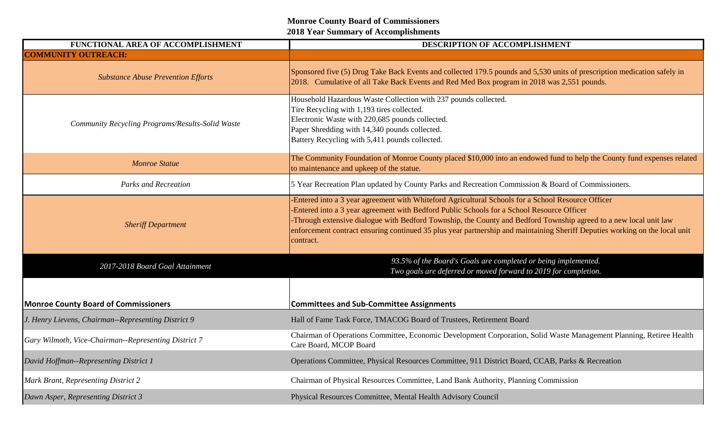**Monroe County Board of Commissioners**
**2018 Year Summary of Accomplishments**

| FUNCTIONAL AREA OF ACCOMPLISHMENT | DESCRIPTION OF ACCOMPLISHMENT |
|---|---|
| **COMMUNITY OUTREACH:** | |
| *Substance Abuse Prevention Efforts* | Sponsored five (5) Drug Take Back Events and collected 179.5 pounds and 5,530 units of prescription medication safely in 2018. Cumulative of all Take Back Events and Red Med Box program in 2018 was 2,551 pounds. |
| *Community Recycling Programs/Results-Solid Waste* | Household Hazardous Waste Collection with 237 pounds collected.<br>Tire Recycling with 1,193 tires collected.<br>Electronic Waste with 220,685 pounds collected.<br>Paper Shredding with 14,340 pounds collected.<br>Battery Recycling with 5,411 pounds collected. |
| *Monroe Statue* | The Community Foundation of Monroe County placed $10,000 into an endowed fund to help the County fund expenses related to maintenance and upkeep of the statue. |
| *Parks and Recreation* | 5 Year Recreation Plan updated by County Parks and Recreation Commission & Board of Commissioners. |
| *Sheriff Department* | -Entered into a 3 year agreement with Whiteford Agricultural Schools for a School Resource Officer<br>-Entered into a 3 year agreement with Bedford Public Schools for a School Resource Officer<br>-Through extensive dialogue with Bedford Township, the County and Bedford Township agreed to a new local unit law enforcement contract ensuring continued 35 plus year partnership and maintaining Sheriff Deputies working on the local unit contract. |
| *2017-2018 Board Goal Attainment* | *93.5% of the Board's Goals are completed or being implemented.*<br>*Two goals are deferred or moved forward to 2019 for completion.* |

| **Monroe County Board of Commissioners** | **Committees and Sub-Committee Assignments** |
|---|---|
| *J. Henry Lievens, Chairman--Representing District 9* | Hall of Fame Task Force, TMACOG Board of Trustees, Retirement Board |
| *Gary Wilmoth, Vice-Chairman--Representing District 7* | Chairman of Operations Committee, Economic Development Corporation, Solid Waste Management Planning, Retiree Health Care Board, MCOP Board |
| *David Hoffman--Representing District 1* | Operations Committee, Physical Resources Committee, 911 District Board, CCAB, Parks & Recreation |
| *Mark Brant, Representing District 2* | Chairman of Physical Resources Committee, Land Bank Authority, Planning Commission |
| *Dawn Asper, Representing District 3* | Physical Resources Committee, Mental Health Advisory Council |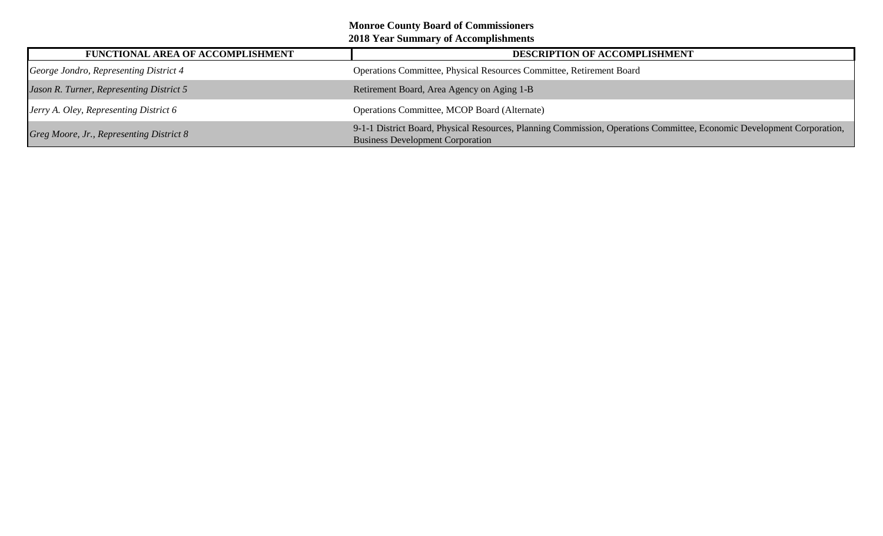**Monroe County Board of Commissioners**
**2018 Year Summary of Accomplishments**

| FUNCTIONAL AREA OF ACCOMPLISHMENT | DESCRIPTION OF ACCOMPLISHMENT |
| --- | --- |
| *George Jondro, Representing District 4* | Operations Committee, Physical Resources Committee, Retirement Board |
| *Jason R. Turner, Representing District 5* | Retirement Board, Area Agency on Aging 1-B |
| *Jerry A. Oley, Representing District 6* | Operations Committee, MCOP Board (Alternate) |
| *Greg Moore, Jr., Representing District 8* | 9-1-1 District Board, Physical Resources, Planning Commission, Operations Committee, Economic Development Corporation, Business Development Corporation |